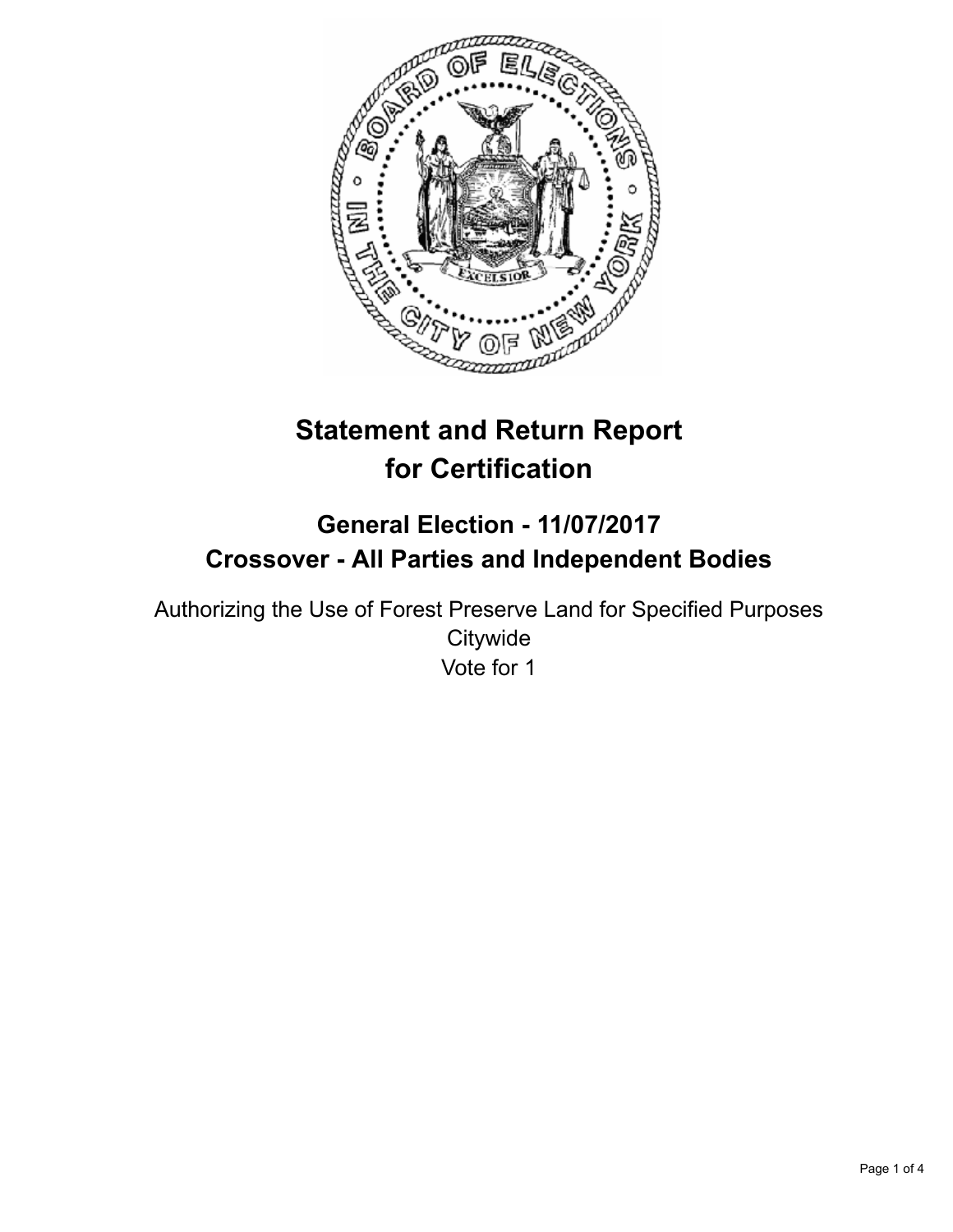# Statement and Return Report for Certification

## General Election - 11/07/2017
## Crossover - All Parties and Independent Bodies

Authorizing the Use of Forest Preserve Land for Specified Purposes
Citywide
Vote for 1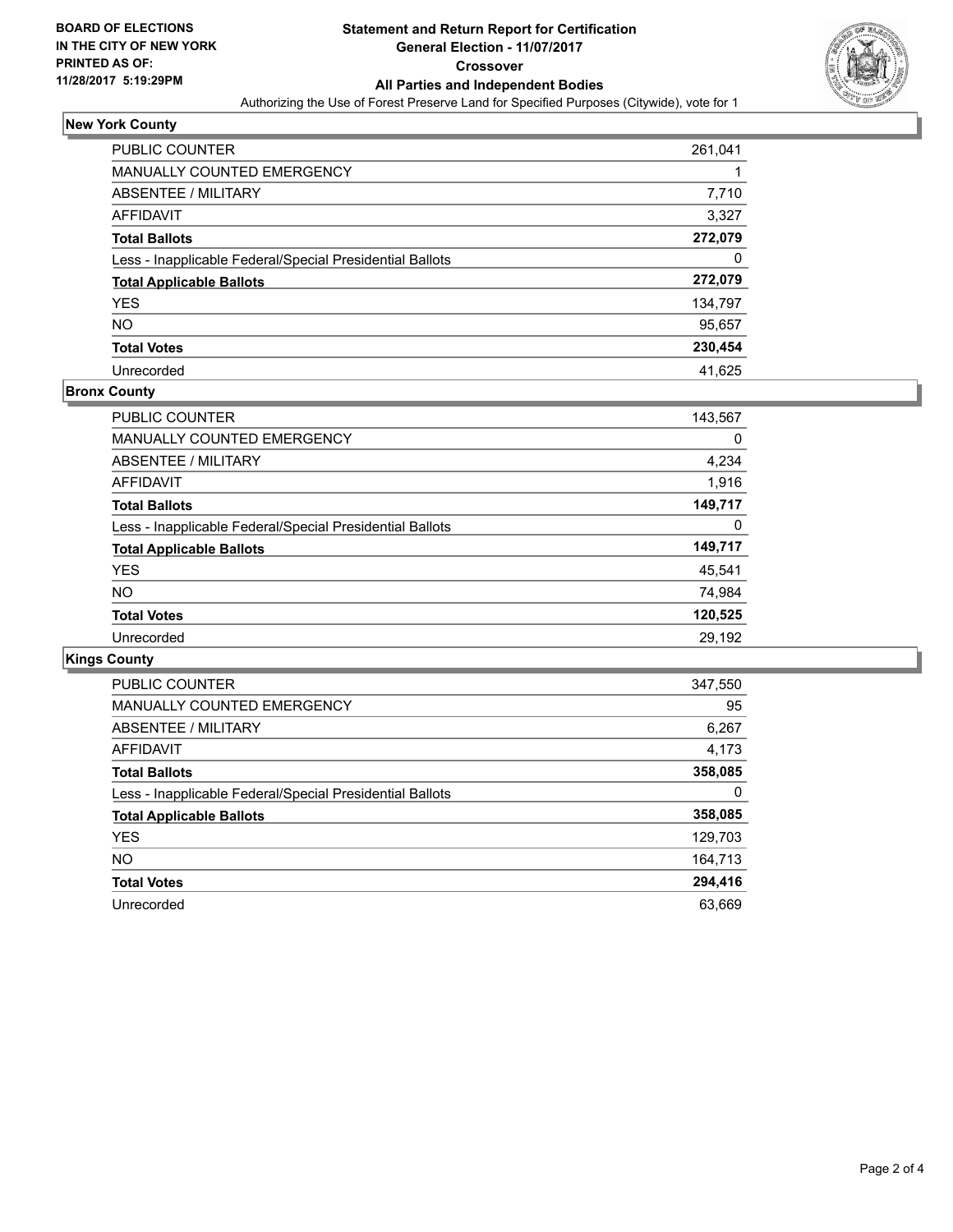**BOARD OF ELECTIONS IN THE CITY OF NEW YORK PRINTED AS OF: 11/28/2017 5:19:29PM**

# Statement and Return Report for Certification
## General Election - 11/07/2017
## Crossover
## All Parties and Independent Bodies

Authorizing the Use of Forest Preserve Land for Specified Purposes (Citywide), vote for 1

### New York County

| | |
|---|---|
| PUBLIC COUNTER | 261,041 |
| MANUALLY COUNTED EMERGENCY | 1 |
| ABSENTEE / MILITARY | 7,710 |
| AFFIDAVIT | 3,327 |
| **Total Ballots** | **272,079** |
| Less - Inapplicable Federal/Special Presidential Ballots | 0 |
| **Total Applicable Ballots** | **272,079** |
| YES | 134,797 |
| NO | 95,657 |
| **Total Votes** | **230,454** |
| Unrecorded | 41,625 |

### Bronx County

| | |
|---|---|
| PUBLIC COUNTER | 143,567 |
| MANUALLY COUNTED EMERGENCY | 0 |
| ABSENTEE / MILITARY | 4,234 |
| AFFIDAVIT | 1,916 |
| **Total Ballots** | **149,717** |
| Less - Inapplicable Federal/Special Presidential Ballots | 0 |
| **Total Applicable Ballots** | **149,717** |
| YES | 45,541 |
| NO | 74,984 |
| **Total Votes** | **120,525** |
| Unrecorded | 29,192 |

### Kings County

| | |
|---|---|
| PUBLIC COUNTER | 347,550 |
| MANUALLY COUNTED EMERGENCY | 95 |
| ABSENTEE / MILITARY | 6,267 |
| AFFIDAVIT | 4,173 |
| **Total Ballots** | **358,085** |
| Less - Inapplicable Federal/Special Presidential Ballots | 0 |
| **Total Applicable Ballots** | **358,085** |
| YES | 129,703 |
| NO | 164,713 |
| **Total Votes** | **294,416** |
| Unrecorded | 63,669 |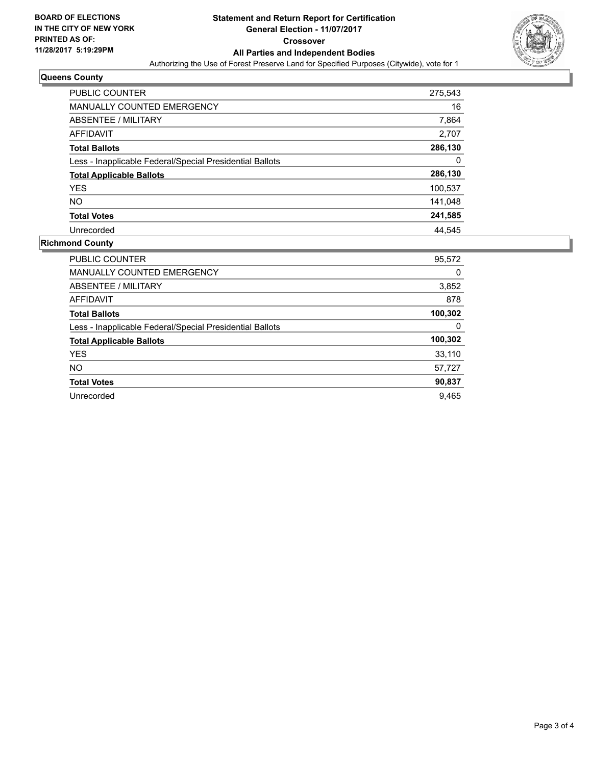**BOARD OF ELECTIONS IN THE CITY OF NEW YORK**
**PRINTED AS OF: 11/28/2017 5:19:29PM**

# Statement and Return Report for Certification
## General Election - 11/07/2017
## Crossover
## All Parties and Independent Bodies

Authorizing the Use of Forest Preserve Land for Specified Purposes (Citywide), vote for 1

### Queens County

| | |
|---|---|
| PUBLIC COUNTER | 275,543 |
| MANUALLY COUNTED EMERGENCY | 16 |
| ABSENTEE / MILITARY | 7,864 |
| AFFIDAVIT | 2,707 |
| **Total Ballots** | **286,130** |
| Less - Inapplicable Federal/Special Presidential Ballots | 0 |
| **Total Applicable Ballots** | **286,130** |
| YES | 100,537 |
| NO | 141,048 |
| **Total Votes** | **241,585** |
| Unrecorded | 44,545 |

### Richmond County

| | |
|---|---|
| PUBLIC COUNTER | 95,572 |
| MANUALLY COUNTED EMERGENCY | 0 |
| ABSENTEE / MILITARY | 3,852 |
| AFFIDAVIT | 878 |
| **Total Ballots** | **100,302** |
| Less - Inapplicable Federal/Special Presidential Ballots | 0 |
| **Total Applicable Ballots** | **100,302** |
| YES | 33,110 |
| NO | 57,727 |
| **Total Votes** | **90,837** |
| Unrecorded | 9,465 |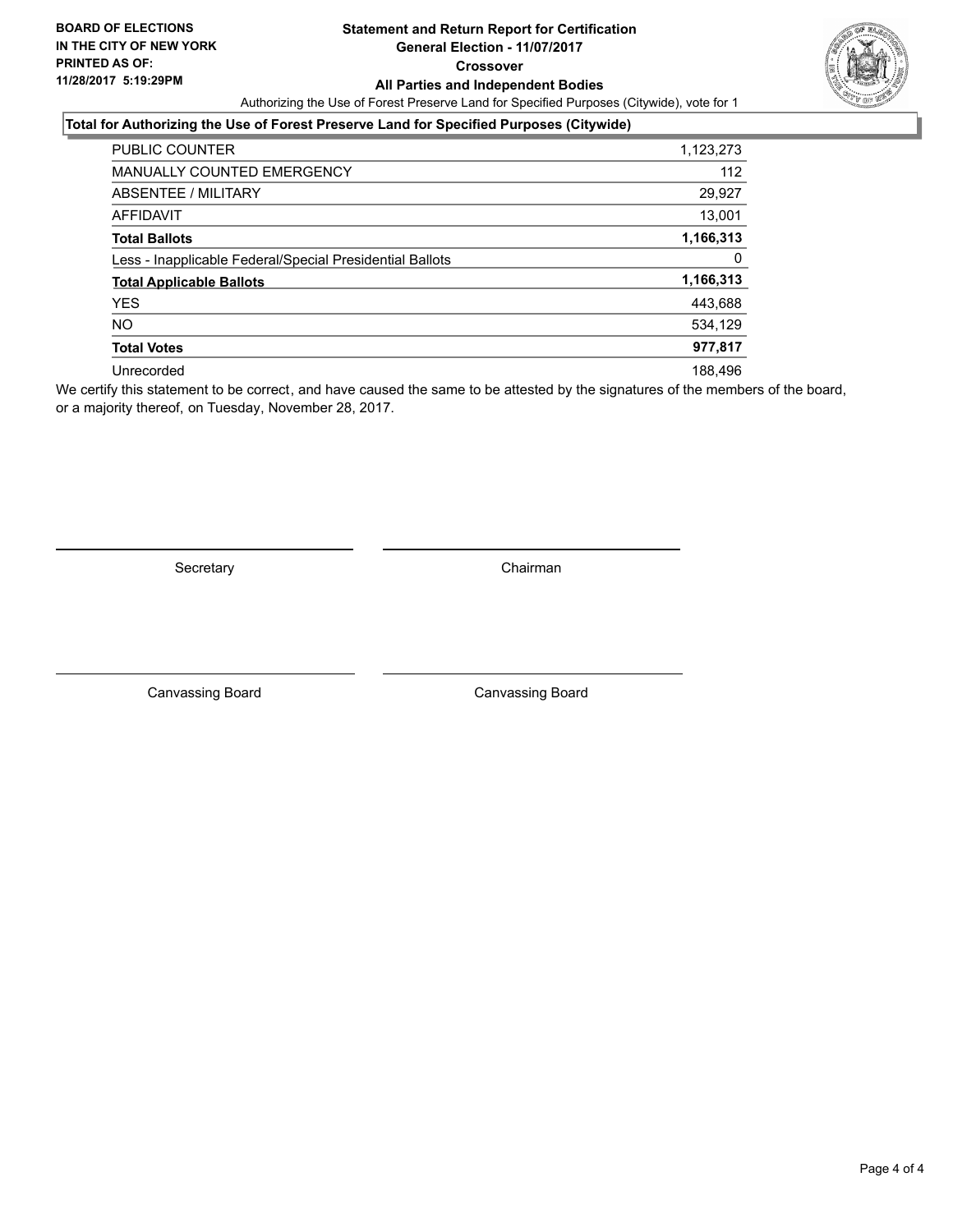**BOARD OF ELECTIONS IN THE CITY OF NEW YORK PRINTED AS OF: 11/28/2017 5:19:29PM**

**Statement and Return Report for Certification**
**General Election - 11/07/2017**
**Crossover**
**All Parties and Independent Bodies**

Authorizing the Use of Forest Preserve Land for Specified Purposes (Citywide), vote for 1

### Total for Authorizing the Use of Forest Preserve Land for Specified Purposes (Citywide)

| | |
|---|---|
| PUBLIC COUNTER | 1,123,273 |
| MANUALLY COUNTED EMERGENCY | 112 |
| ABSENTEE / MILITARY | 29,927 |
| AFFIDAVIT | 13,001 |
| **Total Ballots** | **1,166,313** |
| Less - Inapplicable Federal/Special Presidential Ballots | 0 |
| **Total Applicable Ballots** | **1,166,313** |
| YES | 443,688 |
| NO | 534,129 |
| **Total Votes** | **977,817** |
| Unrecorded | 188,496 |

We certify this statement to be correct, and have caused the same to be attested by the signatures of the members of the board, or a majority thereof, on Tuesday, November 28, 2017.

Secretary

Chairman

Canvassing Board

Canvassing Board